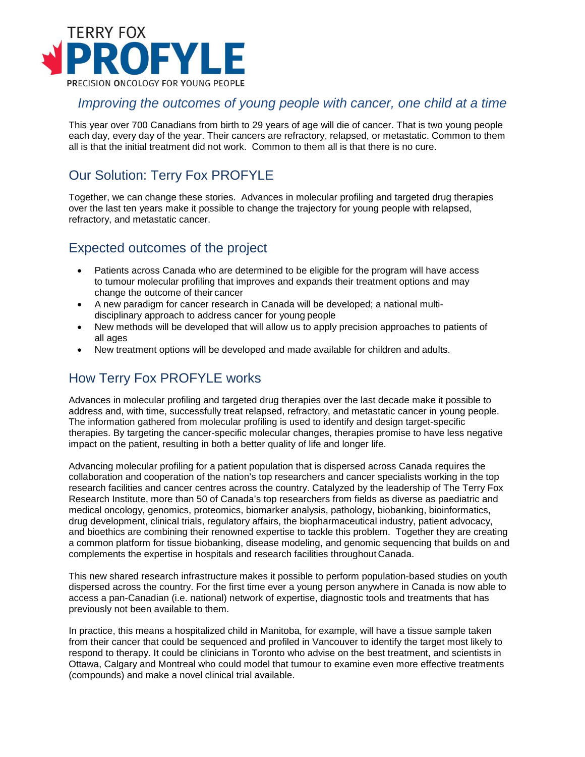# TERRY FOX PROFYLE

PRECISION ONCOLOGY FOR YOUNG PEOPLE

*Improving the outcomes of young people with cancer, one child at a time*

This year over 700 Canadians from birth to 29 years of age will die of cancer. That is two young people each day, every day of the year. Their cancers are refractory, relapsed, or metastatic. Common to them all is that the initial treatment did not work. Common to them all is that there is no cure.

## Our Solution: Terry Fox PROFYLE

Together, we can change these stories. Advances in molecular profiling and targeted drug therapies over the last ten years make it possible to change the trajectory for young people with relapsed, refractory, and metastatic cancer.

## Expected outcomes of the project

- Patients across Canada who are determined to be eligible for the program will have access to tumour molecular profiling that improves and expands their treatment options and may change the outcome of their cancer
- A new paradigm for cancer research in Canada will be developed; a national multi-disciplinary approach to address cancer for young people
- New methods will be developed that will allow us to apply precision approaches to patients of all ages
- New treatment options will be developed and made available for children and adults.

## How Terry Fox PROFYLE works

Advances in molecular profiling and targeted drug therapies over the last decade make it possible to address and, with time, successfully treat relapsed, refractory, and metastatic cancer in young people. The information gathered from molecular profiling is used to identify and design target-specific therapies. By targeting the cancer-specific molecular changes, therapies promise to have less negative impact on the patient, resulting in both a better quality of life and longer life.

Advancing molecular profiling for a patient population that is dispersed across Canada requires the collaboration and cooperation of the nation's top researchers and cancer specialists working in the top research facilities and cancer centres across the country. Catalyzed by the leadership of The Terry Fox Research Institute, more than 50 of Canada's top researchers from fields as diverse as paediatric and medical oncology, genomics, proteomics, biomarker analysis, pathology, biobanking, bioinformatics, drug development, clinical trials, regulatory affairs, the biopharmaceutical industry, patient advocacy, and bioethics are combining their renowned expertise to tackle this problem. Together they are creating a common platform for tissue biobanking, disease modeling, and genomic sequencing that builds on and complements the expertise in hospitals and research facilities throughout Canada.

This new shared research infrastructure makes it possible to perform population-based studies on youth dispersed across the country. For the first time ever a young person anywhere in Canada is now able to access a pan-Canadian (i.e. national) network of expertise, diagnostic tools and treatments that has previously not been available to them.

In practice, this means a hospitalized child in Manitoba, for example, will have a tissue sample taken from their cancer that could be sequenced and profiled in Vancouver to identify the target most likely to respond to therapy. It could be clinicians in Toronto who advise on the best treatment, and scientists in Ottawa, Calgary and Montreal who could model that tumour to examine even more effective treatments (compounds) and make a novel clinical trial available.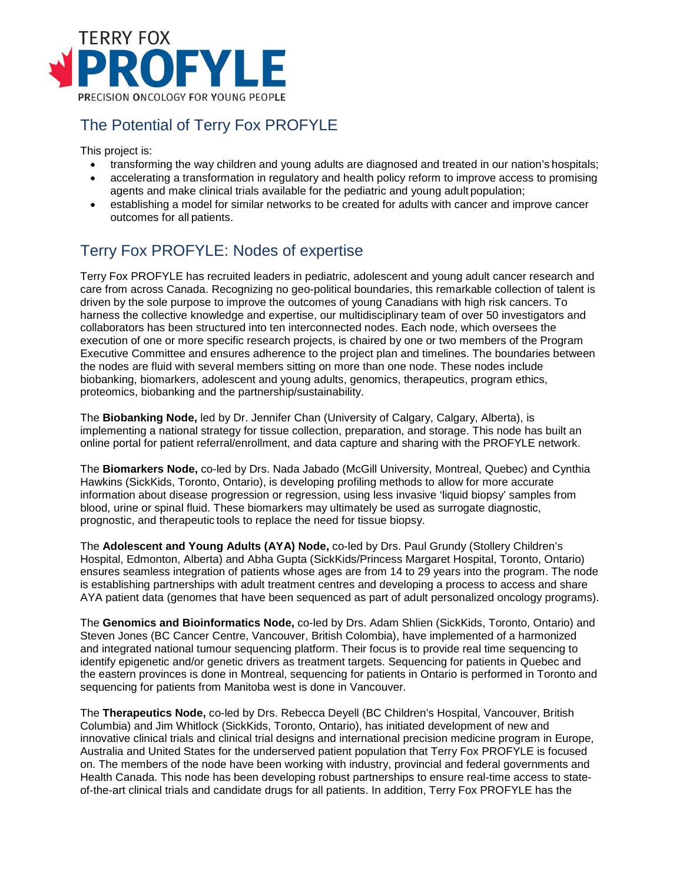TERRY FOX

# PROFYLE

PRECISION ONCOLOGY FOR YOUNG PEOPLE

## The Potential of Terry Fox PROFYLE

This project is:

- transforming the way children and young adults are diagnosed and treated in our nation's hospitals;
- accelerating a transformation in regulatory and health policy reform to improve access to promising agents and make clinical trials available for the pediatric and young adult population;
- establishing a model for similar networks to be created for adults with cancer and improve cancer outcomes for all patients.

## Terry Fox PROFYLE: Nodes of expertise

Terry Fox PROFYLE has recruited leaders in pediatric, adolescent and young adult cancer research and care from across Canada. Recognizing no geo-political boundaries, this remarkable collection of talent is driven by the sole purpose to improve the outcomes of young Canadians with high risk cancers. To harness the collective knowledge and expertise, our multidisciplinary team of over 50 investigators and collaborators has been structured into ten interconnected nodes. Each node, which oversees the execution of one or more specific research projects, is chaired by one or two members of the Program Executive Committee and ensures adherence to the project plan and timelines. The boundaries between the nodes are fluid with several members sitting on more than one node. These nodes include biobanking, biomarkers, adolescent and young adults, genomics, therapeutics, program ethics, proteomics, biobanking and the partnership/sustainability.

The **Biobanking Node,** led by Dr. Jennifer Chan (University of Calgary, Calgary, Alberta), is implementing a national strategy for tissue collection, preparation, and storage. This node has built an online portal for patient referral/enrollment, and data capture and sharing with the PROFYLE network.

The **Biomarkers Node,** co-led by Drs. Nada Jabado (McGill University, Montreal, Quebec) and Cynthia Hawkins (SickKids, Toronto, Ontario), is developing profiling methods to allow for more accurate information about disease progression or regression, using less invasive 'liquid biopsy' samples from blood, urine or spinal fluid. These biomarkers may ultimately be used as surrogate diagnostic, prognostic, and therapeutic tools to replace the need for tissue biopsy.

The **Adolescent and Young Adults (AYA) Node,** co-led by Drs. Paul Grundy (Stollery Children's Hospital, Edmonton, Alberta) and Abha Gupta (SickKids/Princess Margaret Hospital, Toronto, Ontario) ensures seamless integration of patients whose ages are from 14 to 29 years into the program. The node is establishing partnerships with adult treatment centres and developing a process to access and share AYA patient data (genomes that have been sequenced as part of adult personalized oncology programs).

The **Genomics and Bioinformatics Node,** co-led by Drs. Adam Shlien (SickKids, Toronto, Ontario) and Steven Jones (BC Cancer Centre, Vancouver, British Colombia), have implemented of a harmonized and integrated national tumour sequencing platform. Their focus is to provide real time sequencing to identify epigenetic and/or genetic drivers as treatment targets. Sequencing for patients in Quebec and the eastern provinces is done in Montreal, sequencing for patients in Ontario is performed in Toronto and sequencing for patients from Manitoba west is done in Vancouver.

The **Therapeutics Node,** co-led by Drs. Rebecca Deyell (BC Children's Hospital, Vancouver, British Columbia) and Jim Whitlock (SickKids, Toronto, Ontario), has initiated development of new and innovative clinical trials and clinical trial designs and international precision medicine program in Europe, Australia and United States for the underserved patient population that Terry Fox PROFYLE is focused on. The members of the node have been working with industry, provincial and federal governments and Health Canada. This node has been developing robust partnerships to ensure real-time access to state-of-the-art clinical trials and candidate drugs for all patients. In addition, Terry Fox PROFYLE has the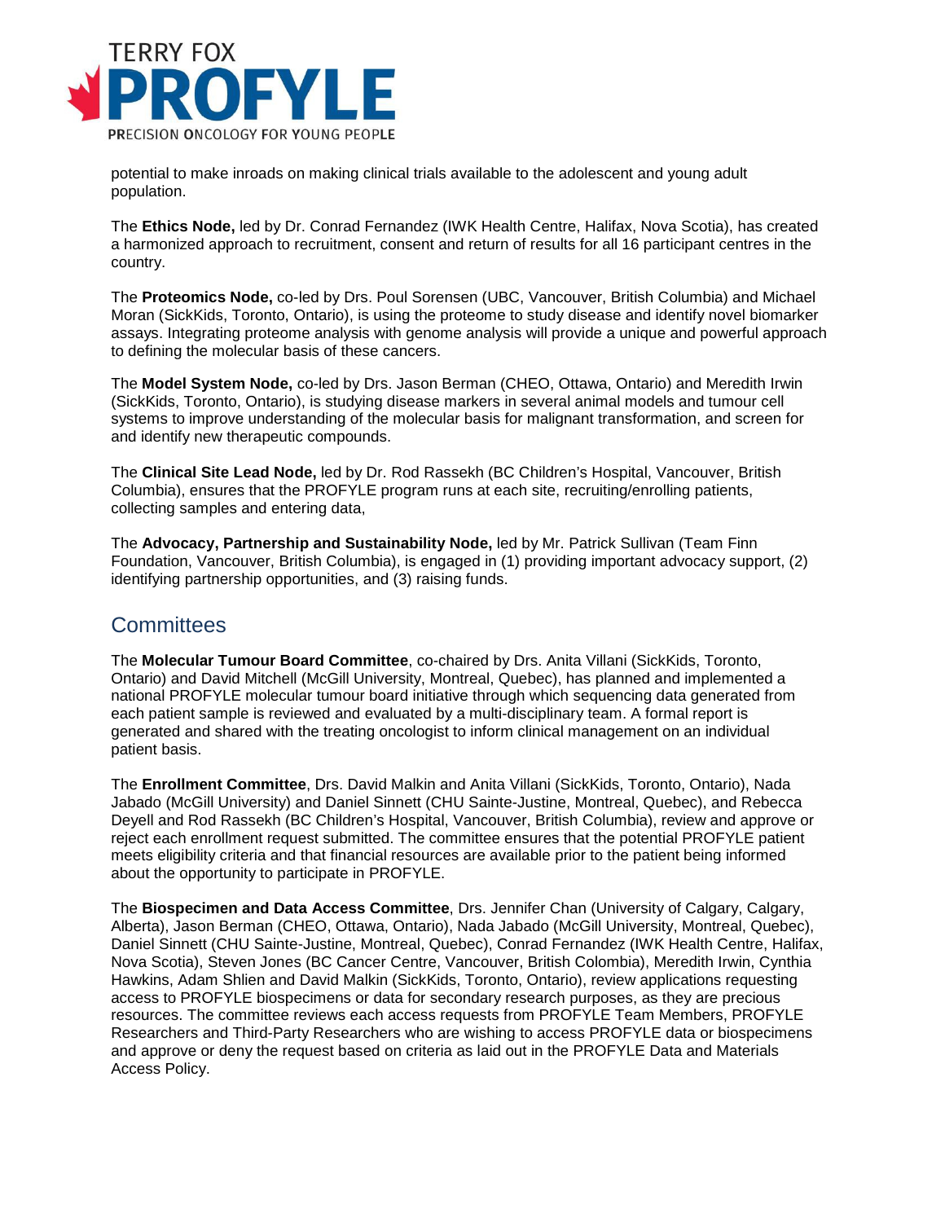potential to make inroads on making clinical trials available to the adolescent and young adult population.

The **Ethics Node,** led by Dr. Conrad Fernandez (IWK Health Centre, Halifax, Nova Scotia), has created a harmonized approach to recruitment, consent and return of results for all 16 participant centres in the country.

The **Proteomics Node,** co-led by Drs. Poul Sorensen (UBC, Vancouver, British Columbia) and Michael Moran (SickKids, Toronto, Ontario), is using the proteome to study disease and identify novel biomarker assays. Integrating proteome analysis with genome analysis will provide a unique and powerful approach to defining the molecular basis of these cancers.

The **Model System Node,** co-led by Drs. Jason Berman (CHEO, Ottawa, Ontario) and Meredith Irwin (SickKids, Toronto, Ontario), is studying disease markers in several animal models and tumour cell systems to improve understanding of the molecular basis for malignant transformation, and screen for and identify new therapeutic compounds.

The **Clinical Site Lead Node,** led by Dr. Rod Rassekh (BC Children's Hospital, Vancouver, British Columbia), ensures that the PROFYLE program runs at each site, recruiting/enrolling patients, collecting samples and entering data,

The **Advocacy, Partnership and Sustainability Node,** led by Mr. Patrick Sullivan (Team Finn Foundation, Vancouver, British Columbia), is engaged in (1) providing important advocacy support, (2) identifying partnership opportunities, and (3) raising funds.

## Committees

The **Molecular Tumour Board Committee**, co-chaired by Drs. Anita Villani (SickKids, Toronto, Ontario) and David Mitchell (McGill University, Montreal, Quebec), has planned and implemented a national PROFYLE molecular tumour board initiative through which sequencing data generated from each patient sample is reviewed and evaluated by a multi-disciplinary team. A formal report is generated and shared with the treating oncologist to inform clinical management on an individual patient basis.

The **Enrollment Committee**, Drs. David Malkin and Anita Villani (SickKids, Toronto, Ontario), Nada Jabado (McGill University) and Daniel Sinnett (CHU Sainte-Justine, Montreal, Quebec), and Rebecca Deyell and Rod Rassekh (BC Children's Hospital, Vancouver, British Columbia), review and approve or reject each enrollment request submitted. The committee ensures that the potential PROFYLE patient meets eligibility criteria and that financial resources are available prior to the patient being informed about the opportunity to participate in PROFYLE.

The **Biospecimen and Data Access Committee**, Drs. Jennifer Chan (University of Calgary, Calgary, Alberta), Jason Berman (CHEO, Ottawa, Ontario), Nada Jabado (McGill University, Montreal, Quebec), Daniel Sinnett (CHU Sainte-Justine, Montreal, Quebec), Conrad Fernandez (IWK Health Centre, Halifax, Nova Scotia), Steven Jones (BC Cancer Centre, Vancouver, British Colombia), Meredith Irwin, Cynthia Hawkins, Adam Shlien and David Malkin (SickKids, Toronto, Ontario), review applications requesting access to PROFYLE biospecimens or data for secondary research purposes, as they are precious resources. The committee reviews each access requests from PROFYLE Team Members, PROFYLE Researchers and Third-Party Researchers who are wishing to access PROFYLE data or biospecimens and approve or deny the request based on criteria as laid out in the PROFYLE Data and Materials Access Policy.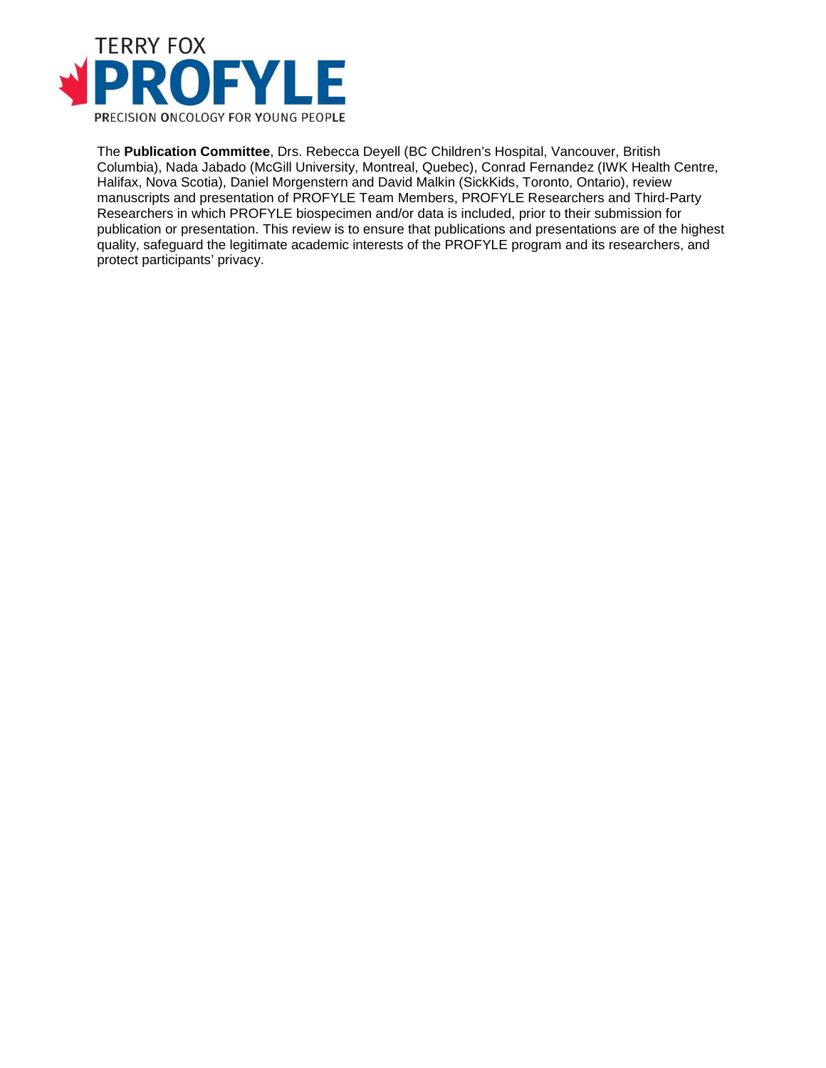The **Publication Committee**, Drs. Rebecca Deyell (BC Children's Hospital, Vancouver, British Columbia), Nada Jabado (McGill University, Montreal, Quebec), Conrad Fernandez (IWK Health Centre, Halifax, Nova Scotia), Daniel Morgenstern and David Malkin (SickKids, Toronto, Ontario), review manuscripts and presentation of PROFYLE Team Members, PROFYLE Researchers and Third-Party Researchers in which PROFYLE biospecimen and/or data is included, prior to their submission for publication or presentation. This review is to ensure that publications and presentations are of the highest quality, safeguard the legitimate academic interests of the PROFYLE program and its researchers, and protect participants' privacy.